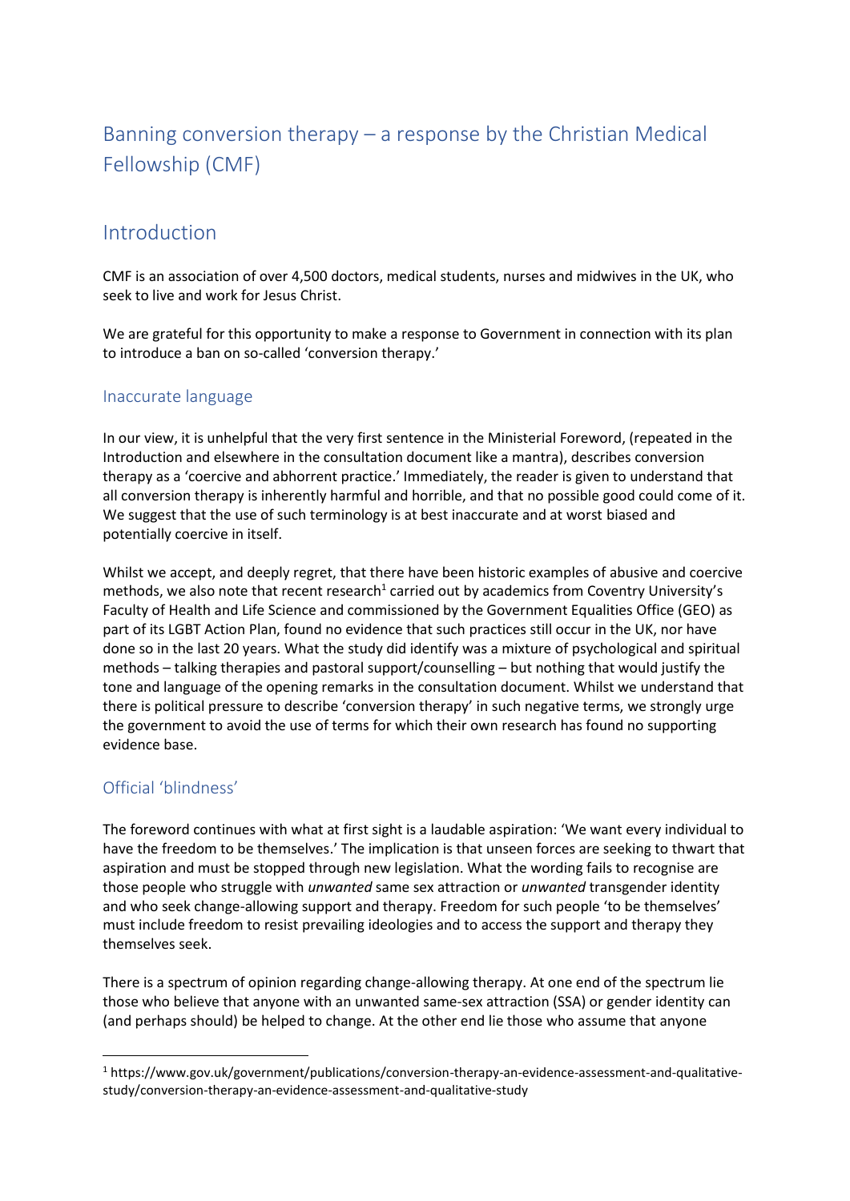# Banning conversion therapy – a response by the Christian Medical Fellowship (CMF)

## Introduction

CMF is an association of over 4,500 doctors, medical students, nurses and midwives in the UK, who seek to live and work for Jesus Christ.

We are grateful for this opportunity to make a response to Government in connection with its plan to introduce a ban on so-called 'conversion therapy.'

### Inaccurate language

In our view, it is unhelpful that the very first sentence in the Ministerial Foreword, (repeated in the Introduction and elsewhere in the consultation document like a mantra), describes conversion therapy as a 'coercive and abhorrent practice.' Immediately, the reader is given to understand that all conversion therapy is inherently harmful and horrible, and that no possible good could come of it. We suggest that the use of such terminology is at best inaccurate and at worst biased and potentially coercive in itself.

Whilst we accept, and deeply regret, that there have been historic examples of abusive and coercive methods, we also note that recent research[1] carried out by academics from Coventry University's Faculty of Health and Life Science and commissioned by the Government Equalities Office (GEO) as part of its LGBT Action Plan, found no evidence that such practices still occur in the UK, nor have done so in the last 20 years. What the study did identify was a mixture of psychological and spiritual methods – talking therapies and pastoral support/counselling – but nothing that would justify the tone and language of the opening remarks in the consultation document. Whilst we understand that there is political pressure to describe 'conversion therapy' in such negative terms, we strongly urge the government to avoid the use of terms for which their own research has found no supporting evidence base.

### Official 'blindness'

The foreword continues with what at first sight is a laudable aspiration: 'We want every individual to have the freedom to be themselves.' The implication is that unseen forces are seeking to thwart that aspiration and must be stopped through new legislation. What the wording fails to recognise are those people who struggle with *unwanted* same sex attraction or *unwanted* transgender identity and who seek change-allowing support and therapy. Freedom for such people 'to be themselves' must include freedom to resist prevailing ideologies and to access the support and therapy they themselves seek.

There is a spectrum of opinion regarding change-allowing therapy. At one end of the spectrum lie those who believe that anyone with an unwanted same-sex attraction (SSA) or gender identity can (and perhaps should) be helped to change. At the other end lie those who assume that anyone

[1] https://www.gov.uk/government/publications/conversion-therapy-an-evidence-assessment-and-qualitative-study/conversion-therapy-an-evidence-assessment-and-qualitative-study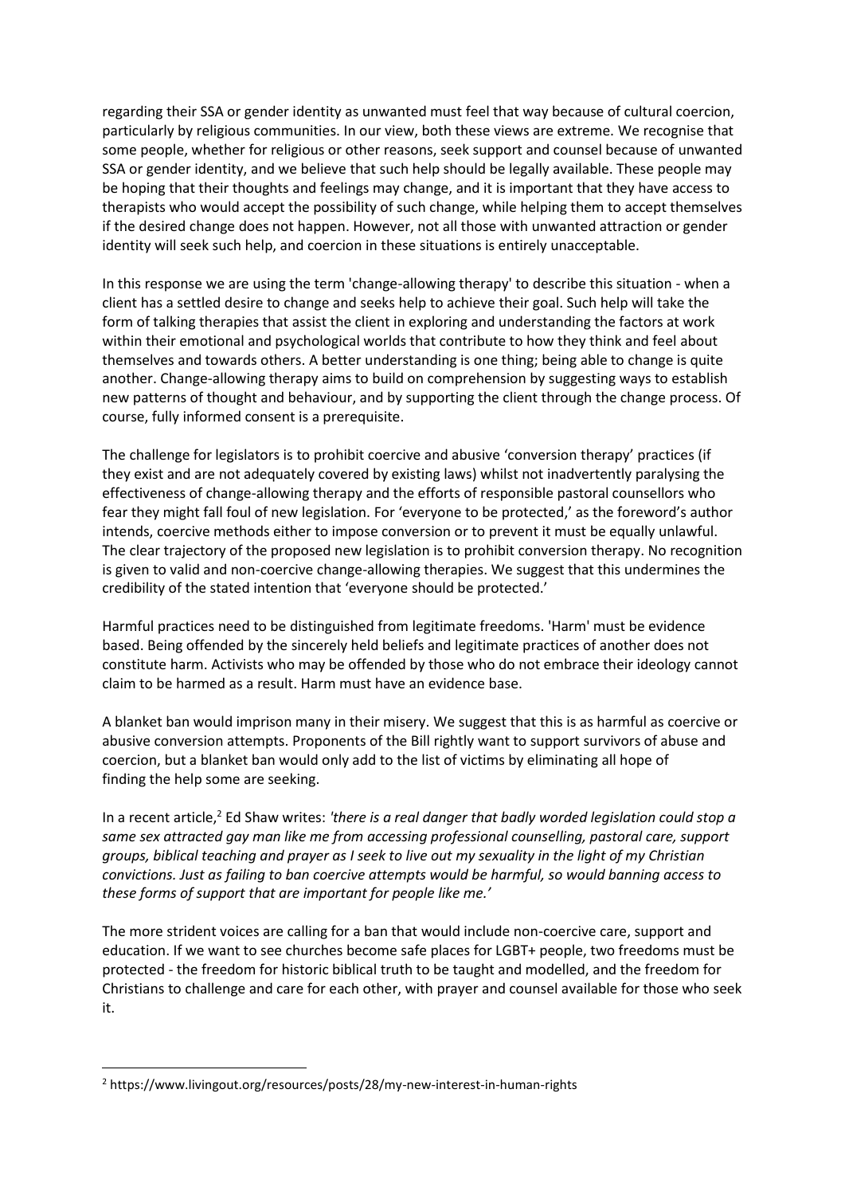regarding their SSA or gender identity as unwanted must feel that way because of cultural coercion, particularly by religious communities. In our view, both these views are extreme. We recognise that some people, whether for religious or other reasons, seek support and counsel because of unwanted SSA or gender identity, and we believe that such help should be legally available. These people may be hoping that their thoughts and feelings may change, and it is important that they have access to therapists who would accept the possibility of such change, while helping them to accept themselves if the desired change does not happen. However, not all those with unwanted attraction or gender identity will seek such help, and coercion in these situations is entirely unacceptable.

In this response we are using the term 'change-allowing therapy' to describe this situation - when a client has a settled desire to change and seeks help to achieve their goal. Such help will take the form of talking therapies that assist the client in exploring and understanding the factors at work within their emotional and psychological worlds that contribute to how they think and feel about themselves and towards others. A better understanding is one thing; being able to change is quite another. Change-allowing therapy aims to build on comprehension by suggesting ways to establish new patterns of thought and behaviour, and by supporting the client through the change process. Of course, fully informed consent is a prerequisite.

The challenge for legislators is to prohibit coercive and abusive 'conversion therapy' practices (if they exist and are not adequately covered by existing laws) whilst not inadvertently paralysing the effectiveness of change-allowing therapy and the efforts of responsible pastoral counsellors who fear they might fall foul of new legislation. For 'everyone to be protected,' as the foreword's author intends, coercive methods either to impose conversion or to prevent it must be equally unlawful. The clear trajectory of the proposed new legislation is to prohibit conversion therapy. No recognition is given to valid and non-coercive change-allowing therapies. We suggest that this undermines the credibility of the stated intention that 'everyone should be protected.'

Harmful practices need to be distinguished from legitimate freedoms. 'Harm' must be evidence based. Being offended by the sincerely held beliefs and legitimate practices of another does not constitute harm. Activists who may be offended by those who do not embrace their ideology cannot claim to be harmed as a result. Harm must have an evidence base.

A blanket ban would imprison many in their misery. We suggest that this is as harmful as coercive or abusive conversion attempts. Proponents of the Bill rightly want to support survivors of abuse and coercion, but a blanket ban would only add to the list of victims by eliminating all hope of finding the help some are seeking.

In a recent article,[2] Ed Shaw writes: *'there is a real danger that badly worded legislation could stop a same sex attracted gay man like me from accessing professional counselling, pastoral care, support groups, biblical teaching and prayer as I seek to live out my sexuality in the light of my Christian convictions. Just as failing to ban coercive attempts would be harmful, so would banning access to these forms of support that are important for people like me.'*

The more strident voices are calling for a ban that would include non-coercive care, support and education. If we want to see churches become safe places for LGBT+ people, two freedoms must be protected - the freedom for historic biblical truth to be taught and modelled, and the freedom for Christians to challenge and care for each other, with prayer and counsel available for those who seek it.

---

[2] https://www.livingout.org/resources/posts/28/my-new-interest-in-human-rights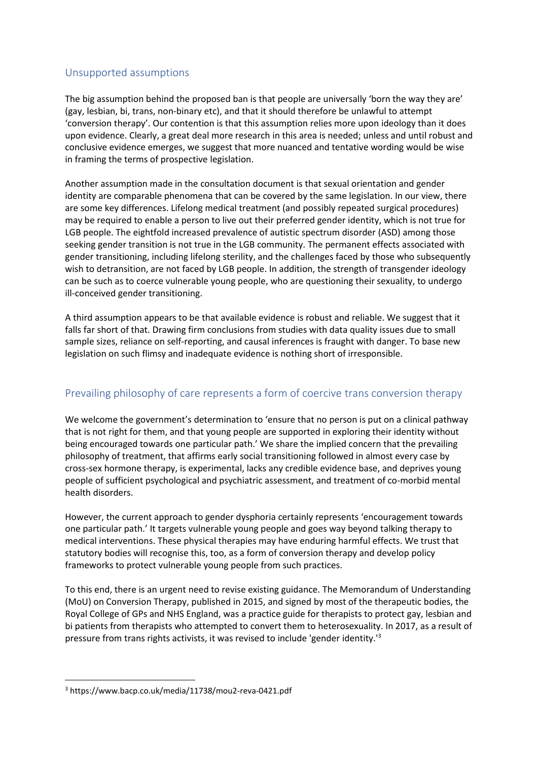## Unsupported assumptions

The big assumption behind the proposed ban is that people are universally 'born the way they are' (gay, lesbian, bi, trans, non-binary etc), and that it should therefore be unlawful to attempt 'conversion therapy'. Our contention is that this assumption relies more upon ideology than it does upon evidence. Clearly, a great deal more research in this area is needed; unless and until robust and conclusive evidence emerges, we suggest that more nuanced and tentative wording would be wise in framing the terms of prospective legislation.

Another assumption made in the consultation document is that sexual orientation and gender identity are comparable phenomena that can be covered by the same legislation. In our view, there are some key differences. Lifelong medical treatment (and possibly repeated surgical procedures) may be required to enable a person to live out their preferred gender identity, which is not true for LGB people. The eightfold increased prevalence of autistic spectrum disorder (ASD) among those seeking gender transition is not true in the LGB community. The permanent effects associated with gender transitioning, including lifelong sterility, and the challenges faced by those who subsequently wish to detransition, are not faced by LGB people. In addition, the strength of transgender ideology can be such as to coerce vulnerable young people, who are questioning their sexuality, to undergo ill-conceived gender transitioning.

A third assumption appears to be that available evidence is robust and reliable. We suggest that it falls far short of that. Drawing firm conclusions from studies with data quality issues due to small sample sizes, reliance on self-reporting, and causal inferences is fraught with danger. To base new legislation on such flimsy and inadequate evidence is nothing short of irresponsible.

## Prevailing philosophy of care represents a form of coercive trans conversion therapy

We welcome the government's determination to 'ensure that no person is put on a clinical pathway that is not right for them, and that young people are supported in exploring their identity without being encouraged towards one particular path.' We share the implied concern that the prevailing philosophy of treatment, that affirms early social transitioning followed in almost every case by cross-sex hormone therapy, is experimental, lacks any credible evidence base, and deprives young people of sufficient psychological and psychiatric assessment, and treatment of co-morbid mental health disorders.

However, the current approach to gender dysphoria certainly represents 'encouragement towards one particular path.' It targets vulnerable young people and goes way beyond talking therapy to medical interventions. These physical therapies may have enduring harmful effects. We trust that statutory bodies will recognise this, too, as a form of conversion therapy and develop policy frameworks to protect vulnerable young people from such practices.

To this end, there is an urgent need to revise existing guidance. The Memorandum of Understanding (MoU) on Conversion Therapy, published in 2015, and signed by most of the therapeutic bodies, the Royal College of GPs and NHS England, was a practice guide for therapists to protect gay, lesbian and bi patients from therapists who attempted to convert them to heterosexuality. In 2017, as a result of pressure from trans rights activists, it was revised to include 'gender identity.'[3]

---

[3] https://www.bacp.co.uk/media/11738/mou2-reva-0421.pdf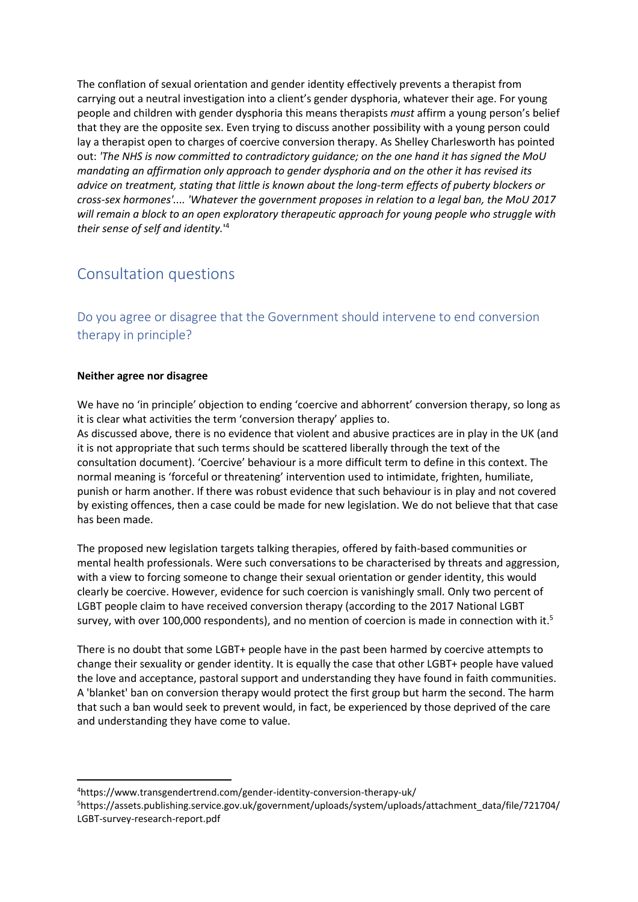The conflation of sexual orientation and gender identity effectively prevents a therapist from carrying out a neutral investigation into a client's gender dysphoria, whatever their age. For young people and children with gender dysphoria this means therapists *must* affirm a young person's belief that they are the opposite sex. Even trying to discuss another possibility with a young person could lay a therapist open to charges of coercive conversion therapy. As Shelley Charlesworth has pointed out: *'The NHS is now committed to contradictory guidance; on the one hand it has signed the MoU mandating an affirmation only approach to gender dysphoria and on the other it has revised its advice on treatment, stating that little is known about the long-term effects of puberty blockers or cross-sex hormones'.... 'Whatever the government proposes in relation to a legal ban, the MoU 2017 will remain a block to an open exploratory therapeutic approach for young people who struggle with their sense of self and identity.'*[4]

## Consultation questions

### Do you agree or disagree that the Government should intervene to end conversion therapy in principle?

**Neither agree nor disagree**

We have no 'in principle' objection to ending 'coercive and abhorrent' conversion therapy, so long as it is clear what activities the term 'conversion therapy' applies to.
As discussed above, there is no evidence that violent and abusive practices are in play in the UK (and it is not appropriate that such terms should be scattered liberally through the text of the consultation document). 'Coercive' behaviour is a more difficult term to define in this context. The normal meaning is 'forceful or threatening' intervention used to intimidate, frighten, humiliate, punish or harm another. If there was robust evidence that such behaviour is in play and not covered by existing offences, then a case could be made for new legislation. We do not believe that that case has been made.

The proposed new legislation targets talking therapies, offered by faith-based communities or mental health professionals. Were such conversations to be characterised by threats and aggression, with a view to forcing someone to change their sexual orientation or gender identity, this would clearly be coercive. However, evidence for such coercion is vanishingly small. Only two percent of LGBT people claim to have received conversion therapy (according to the 2017 National LGBT survey, with over 100,000 respondents), and no mention of coercion is made in connection with it.[5]

There is no doubt that some LGBT+ people have in the past been harmed by coercive attempts to change their sexuality or gender identity. It is equally the case that other LGBT+ people have valued the love and acceptance, pastoral support and understanding they have found in faith communities. A 'blanket' ban on conversion therapy would protect the first group but harm the second. The harm that such a ban would seek to prevent would, in fact, be experienced by those deprived of the care and understanding they have come to value.

---

[4] https://www.transgendertrend.com/gender-identity-conversion-therapy-uk/

[5] https://assets.publishing.service.gov.uk/government/uploads/system/uploads/attachment_data/file/721704/LGBT-survey-research-report.pdf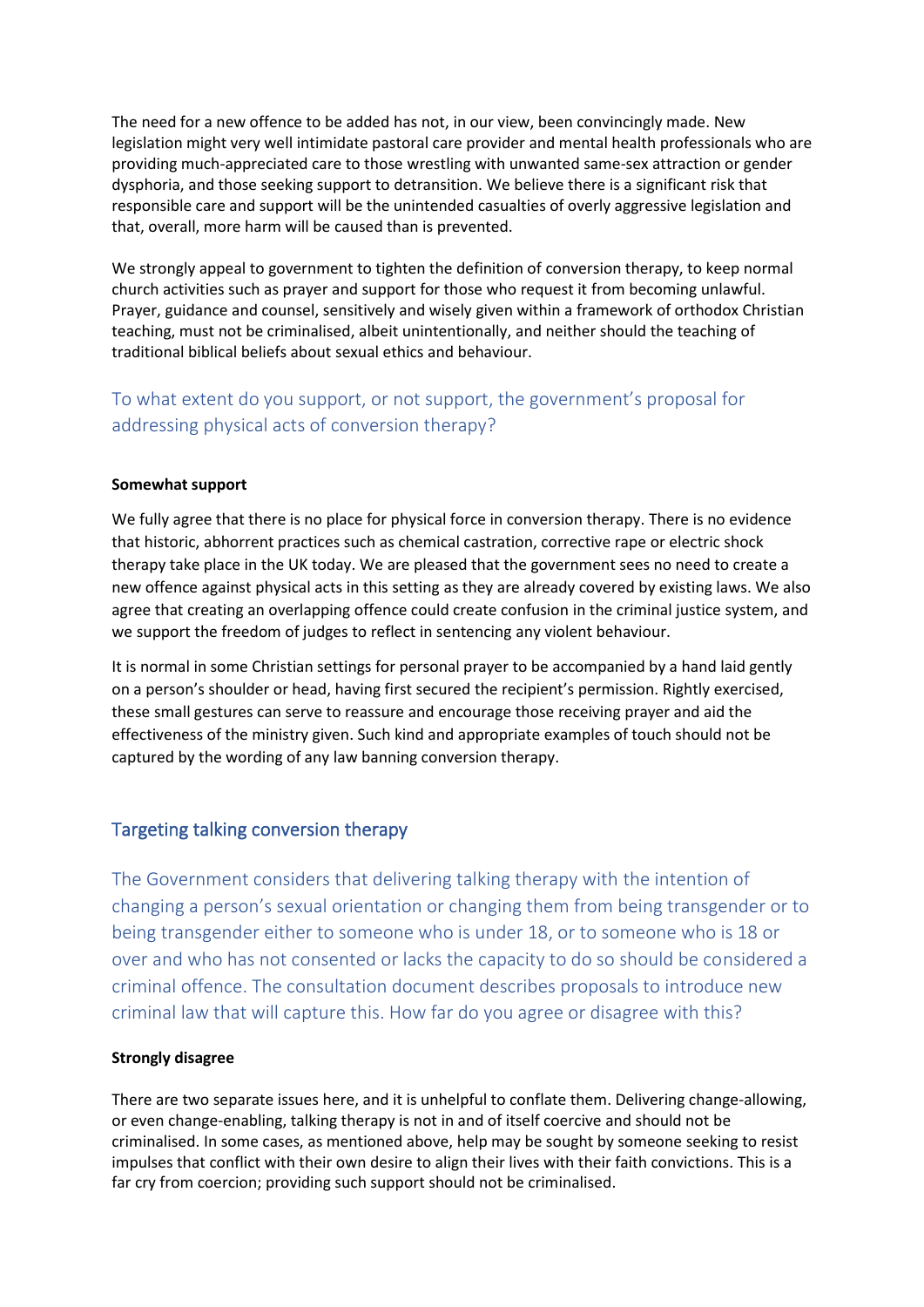The need for a new offence to be added has not, in our view, been convincingly made. New legislation might very well intimidate pastoral care provider and mental health professionals who are providing much-appreciated care to those wrestling with unwanted same-sex attraction or gender dysphoria, and those seeking support to detransition. We believe there is a significant risk that responsible care and support will be the unintended casualties of overly aggressive legislation and that, overall, more harm will be caused than is prevented.

We strongly appeal to government to tighten the definition of conversion therapy, to keep normal church activities such as prayer and support for those who request it from becoming unlawful. Prayer, guidance and counsel, sensitively and wisely given within a framework of orthodox Christian teaching, must not be criminalised, albeit unintentionally, and neither should the teaching of traditional biblical beliefs about sexual ethics and behaviour.

### To what extent do you support, or not support, the government's proposal for addressing physical acts of conversion therapy?

**Somewhat support**

We fully agree that there is no place for physical force in conversion therapy. There is no evidence that historic, abhorrent practices such as chemical castration, corrective rape or electric shock therapy take place in the UK today. We are pleased that the government sees no need to create a new offence against physical acts in this setting as they are already covered by existing laws. We also agree that creating an overlapping offence could create confusion in the criminal justice system, and we support the freedom of judges to reflect in sentencing any violent behaviour.

It is normal in some Christian settings for personal prayer to be accompanied by a hand laid gently on a person's shoulder or head, having first secured the recipient's permission. Rightly exercised, these small gestures can serve to reassure and encourage those receiving prayer and aid the effectiveness of the ministry given. Such kind and appropriate examples of touch should not be captured by the wording of any law banning conversion therapy.

## Targeting talking conversion therapy

### The Government considers that delivering talking therapy with the intention of changing a person's sexual orientation or changing them from being transgender or to being transgender either to someone who is under 18, or to someone who is 18 or over and who has not consented or lacks the capacity to do so should be considered a criminal offence. The consultation document describes proposals to introduce new criminal law that will capture this. How far do you agree or disagree with this?

**Strongly disagree**

There are two separate issues here, and it is unhelpful to conflate them. Delivering change-allowing, or even change-enabling, talking therapy is not in and of itself coercive and should not be criminalised. In some cases, as mentioned above, help may be sought by someone seeking to resist impulses that conflict with their own desire to align their lives with their faith convictions. This is a far cry from coercion; providing such support should not be criminalised.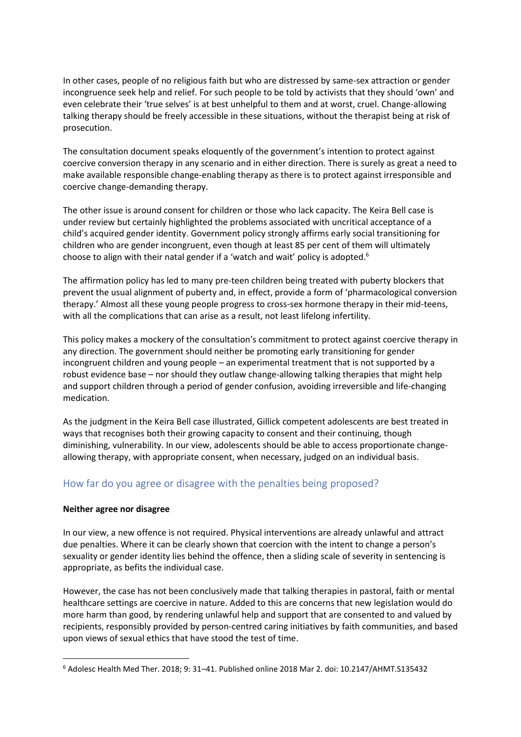In other cases, people of no religious faith but who are distressed by same-sex attraction or gender incongruence seek help and relief. For such people to be told by activists that they should 'own' and even celebrate their 'true selves' is at best unhelpful to them and at worst, cruel. Change-allowing talking therapy should be freely accessible in these situations, without the therapist being at risk of prosecution.

The consultation document speaks eloquently of the government's intention to protect against coercive conversion therapy in any scenario and in either direction. There is surely as great a need to make available responsible change-enabling therapy as there is to protect against irresponsible and coercive change-demanding therapy.

The other issue is around consent for children or those who lack capacity. The Keira Bell case is under review but certainly highlighted the problems associated with uncritical acceptance of a child's acquired gender identity. Government policy strongly affirms early social transitioning for children who are gender incongruent, even though at least 85 per cent of them will ultimately choose to align with their natal gender if a 'watch and wait' policy is adopted.[6]

The affirmation policy has led to many pre-teen children being treated with puberty blockers that prevent the usual alignment of puberty and, in effect, provide a form of 'pharmacological conversion therapy.' Almost all these young people progress to cross-sex hormone therapy in their mid-teens, with all the complications that can arise as a result, not least lifelong infertility.

This policy makes a mockery of the consultation's commitment to protect against coercive therapy in any direction. The government should neither be promoting early transitioning for gender incongruent children and young people – an experimental treatment that is not supported by a robust evidence base – nor should they outlaw change-allowing talking therapies that might help and support children through a period of gender confusion, avoiding irreversible and life-changing medication.

As the judgment in the Keira Bell case illustrated, Gillick competent adolescents are best treated in ways that recognises both their growing capacity to consent and their continuing, though diminishing, vulnerability. In our view, adolescents should be able to access proportionate change-allowing therapy, with appropriate consent, when necessary, judged on an individual basis.

## How far do you agree or disagree with the penalties being proposed?

**Neither agree nor disagree**

In our view, a new offence is not required. Physical interventions are already unlawful and attract due penalties. Where it can be clearly shown that coercion with the intent to change a person's sexuality or gender identity lies behind the offence, then a sliding scale of severity in sentencing is appropriate, as befits the individual case.

However, the case has not been conclusively made that talking therapies in pastoral, faith or mental healthcare settings are coercive in nature. Added to this are concerns that new legislation would do more harm than good, by rendering unlawful help and support that are consented to and valued by recipients, responsibly provided by person-centred caring initiatives by faith communities, and based upon views of sexual ethics that have stood the test of time.

---

[6] Adolesc Health Med Ther. 2018; 9: 31–41. Published online 2018 Mar 2. doi: 10.2147/AHMT.S135432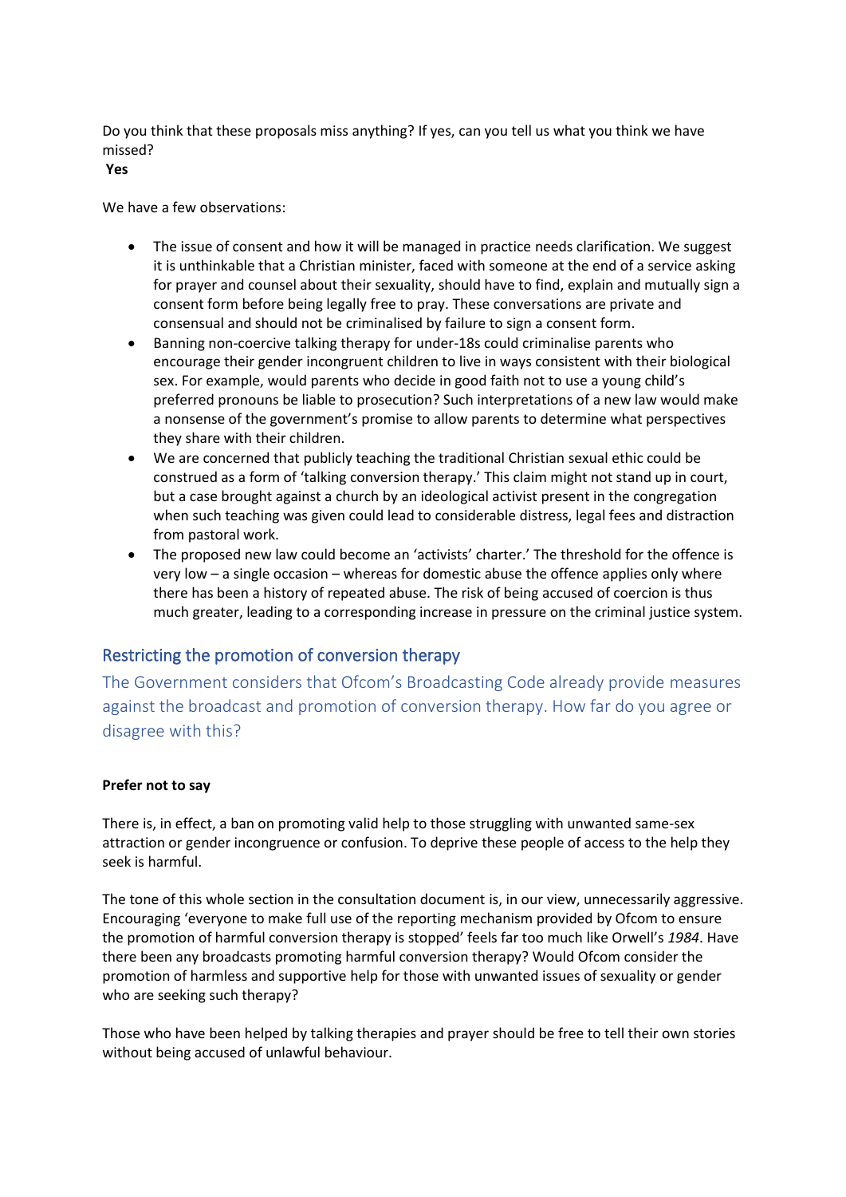Do you think that these proposals miss anything? If yes, can you tell us what you think we have missed?

**Yes**

We have a few observations:

- The issue of consent and how it will be managed in practice needs clarification. We suggest it is unthinkable that a Christian minister, faced with someone at the end of a service asking for prayer and counsel about their sexuality, should have to find, explain and mutually sign a consent form before being legally free to pray. These conversations are private and consensual and should not be criminalised by failure to sign a consent form.
- Banning non-coercive talking therapy for under-18s could criminalise parents who encourage their gender incongruent children to live in ways consistent with their biological sex. For example, would parents who decide in good faith not to use a young child's preferred pronouns be liable to prosecution? Such interpretations of a new law would make a nonsense of the government's promise to allow parents to determine what perspectives they share with their children.
- We are concerned that publicly teaching the traditional Christian sexual ethic could be construed as a form of 'talking conversion therapy.' This claim might not stand up in court, but a case brought against a church by an ideological activist present in the congregation when such teaching was given could lead to considerable distress, legal fees and distraction from pastoral work.
- The proposed new law could become an 'activists' charter.' The threshold for the offence is very low – a single occasion – whereas for domestic abuse the offence applies only where there has been a history of repeated abuse. The risk of being accused of coercion is thus much greater, leading to a corresponding increase in pressure on the criminal justice system.

## Restricting the promotion of conversion therapy

The Government considers that Ofcom's Broadcasting Code already provide measures against the broadcast and promotion of conversion therapy. How far do you agree or disagree with this?

**Prefer not to say**

There is, in effect, a ban on promoting valid help to those struggling with unwanted same-sex attraction or gender incongruence or confusion. To deprive these people of access to the help they seek is harmful.

The tone of this whole section in the consultation document is, in our view, unnecessarily aggressive. Encouraging 'everyone to make full use of the reporting mechanism provided by Ofcom to ensure the promotion of harmful conversion therapy is stopped' feels far too much like Orwell's *1984*. Have there been any broadcasts promoting harmful conversion therapy? Would Ofcom consider the promotion of harmless and supportive help for those with unwanted issues of sexuality or gender who are seeking such therapy?

Those who have been helped by talking therapies and prayer should be free to tell their own stories without being accused of unlawful behaviour.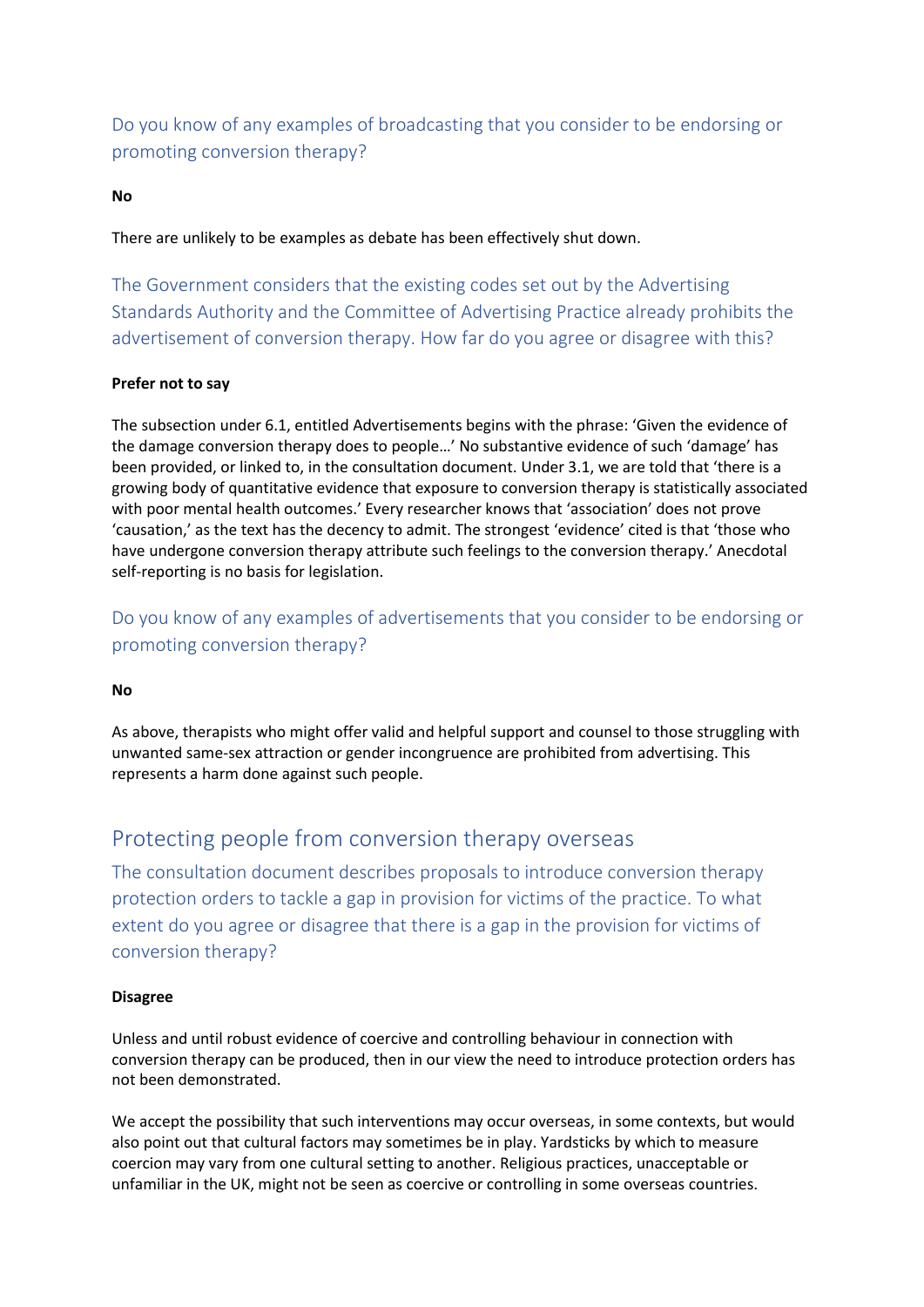### Do you know of any examples of broadcasting that you consider to be endorsing or promoting conversion therapy?

**No**

There are unlikely to be examples as debate has been effectively shut down.

### The Government considers that the existing codes set out by the Advertising Standards Authority and the Committee of Advertising Practice already prohibits the advertisement of conversion therapy. How far do you agree or disagree with this?

**Prefer not to say**

The subsection under 6.1, entitled Advertisements begins with the phrase: 'Given the evidence of the damage conversion therapy does to people…' No substantive evidence of such 'damage' has been provided, or linked to, in the consultation document. Under 3.1, we are told that 'there is a growing body of quantitative evidence that exposure to conversion therapy is statistically associated with poor mental health outcomes.' Every researcher knows that 'association' does not prove 'causation,' as the text has the decency to admit. The strongest 'evidence' cited is that 'those who have undergone conversion therapy attribute such feelings to the conversion therapy.' Anecdotal self-reporting is no basis for legislation.

### Do you know of any examples of advertisements that you consider to be endorsing or promoting conversion therapy?

**No**

As above, therapists who might offer valid and helpful support and counsel to those struggling with unwanted same-sex attraction or gender incongruence are prohibited from advertising. This represents a harm done against such people.

## Protecting people from conversion therapy overseas

### The consultation document describes proposals to introduce conversion therapy protection orders to tackle a gap in provision for victims of the practice. To what extent do you agree or disagree that there is a gap in the provision for victims of conversion therapy?

**Disagree**

Unless and until robust evidence of coercive and controlling behaviour in connection with conversion therapy can be produced, then in our view the need to introduce protection orders has not been demonstrated.

We accept the possibility that such interventions may occur overseas, in some contexts, but would also point out that cultural factors may sometimes be in play. Yardsticks by which to measure coercion may vary from one cultural setting to another. Religious practices, unacceptable or unfamiliar in the UK, might not be seen as coercive or controlling in some overseas countries.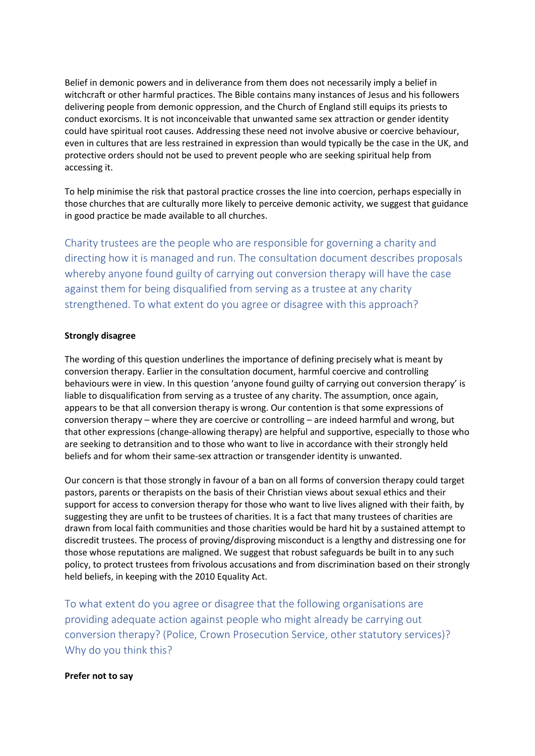Belief in demonic powers and in deliverance from them does not necessarily imply a belief in witchcraft or other harmful practices. The Bible contains many instances of Jesus and his followers delivering people from demonic oppression, and the Church of England still equips its priests to conduct exorcisms. It is not inconceivable that unwanted same sex attraction or gender identity could have spiritual root causes. Addressing these need not involve abusive or coercive behaviour, even in cultures that are less restrained in expression than would typically be the case in the UK, and protective orders should not be used to prevent people who are seeking spiritual help from accessing it.

To help minimise the risk that pastoral practice crosses the line into coercion, perhaps especially in those churches that are culturally more likely to perceive demonic activity, we suggest that guidance in good practice be made available to all churches.

### Charity trustees are the people who are responsible for governing a charity and directing how it is managed and run. The consultation document describes proposals whereby anyone found guilty of carrying out conversion therapy will have the case against them for being disqualified from serving as a trustee at any charity strengthened. To what extent do you agree or disagree with this approach?

**Strongly disagree**

The wording of this question underlines the importance of defining precisely what is meant by conversion therapy. Earlier in the consultation document, harmful coercive and controlling behaviours were in view. In this question 'anyone found guilty of carrying out conversion therapy' is liable to disqualification from serving as a trustee of any charity. The assumption, once again, appears to be that all conversion therapy is wrong. Our contention is that some expressions of conversion therapy – where they are coercive or controlling – are indeed harmful and wrong, but that other expressions (change-allowing therapy) are helpful and supportive, especially to those who are seeking to detransition and to those who want to live in accordance with their strongly held beliefs and for whom their same-sex attraction or transgender identity is unwanted.

Our concern is that those strongly in favour of a ban on all forms of conversion therapy could target pastors, parents or therapists on the basis of their Christian views about sexual ethics and their support for access to conversion therapy for those who want to live lives aligned with their faith, by suggesting they are unfit to be trustees of charities. It is a fact that many trustees of charities are drawn from local faith communities and those charities would be hard hit by a sustained attempt to discredit trustees. The process of proving/disproving misconduct is a lengthy and distressing one for those whose reputations are maligned. We suggest that robust safeguards be built in to any such policy, to protect trustees from frivolous accusations and from discrimination based on their strongly held beliefs, in keeping with the 2010 Equality Act.

### To what extent do you agree or disagree that the following organisations are providing adequate action against people who might already be carrying out conversion therapy? (Police, Crown Prosecution Service, other statutory services)? Why do you think this?

**Prefer not to say**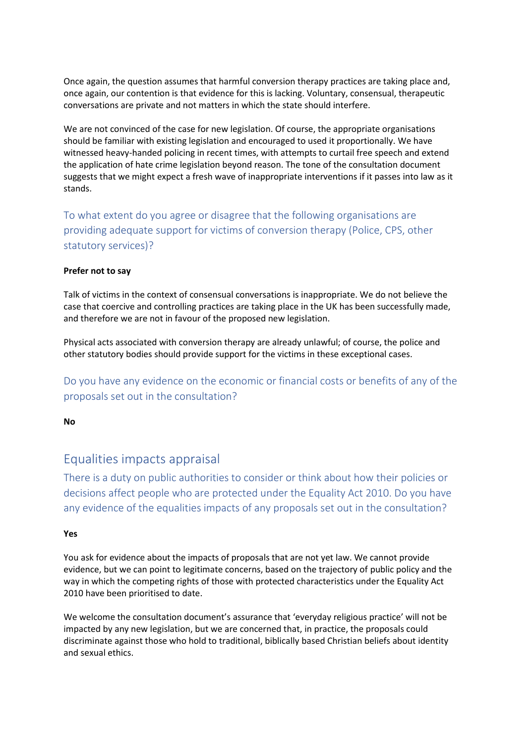Once again, the question assumes that harmful conversion therapy practices are taking place and, once again, our contention is that evidence for this is lacking. Voluntary, consensual, therapeutic conversations are private and not matters in which the state should interfere.

We are not convinced of the case for new legislation. Of course, the appropriate organisations should be familiar with existing legislation and encouraged to used it proportionally. We have witnessed heavy-handed policing in recent times, with attempts to curtail free speech and extend the application of hate crime legislation beyond reason. The tone of the consultation document suggests that we might expect a fresh wave of inappropriate interventions if it passes into law as it stands.

### To what extent do you agree or disagree that the following organisations are providing adequate support for victims of conversion therapy (Police, CPS, other statutory services)?

**Prefer not to say**

Talk of victims in the context of consensual conversations is inappropriate. We do not believe the case that coercive and controlling practices are taking place in the UK has been successfully made, and therefore we are not in favour of the proposed new legislation.

Physical acts associated with conversion therapy are already unlawful; of course, the police and other statutory bodies should provide support for the victims in these exceptional cases.

### Do you have any evidence on the economic or financial costs or benefits of any of the proposals set out in the consultation?

**No**

## Equalities impacts appraisal

### There is a duty on public authorities to consider or think about how their policies or decisions affect people who are protected under the Equality Act 2010. Do you have any evidence of the equalities impacts of any proposals set out in the consultation?

**Yes**

You ask for evidence about the impacts of proposals that are not yet law. We cannot provide evidence, but we can point to legitimate concerns, based on the trajectory of public policy and the way in which the competing rights of those with protected characteristics under the Equality Act 2010 have been prioritised to date.

We welcome the consultation document's assurance that 'everyday religious practice' will not be impacted by any new legislation, but we are concerned that, in practice, the proposals could discriminate against those who hold to traditional, biblically based Christian beliefs about identity and sexual ethics.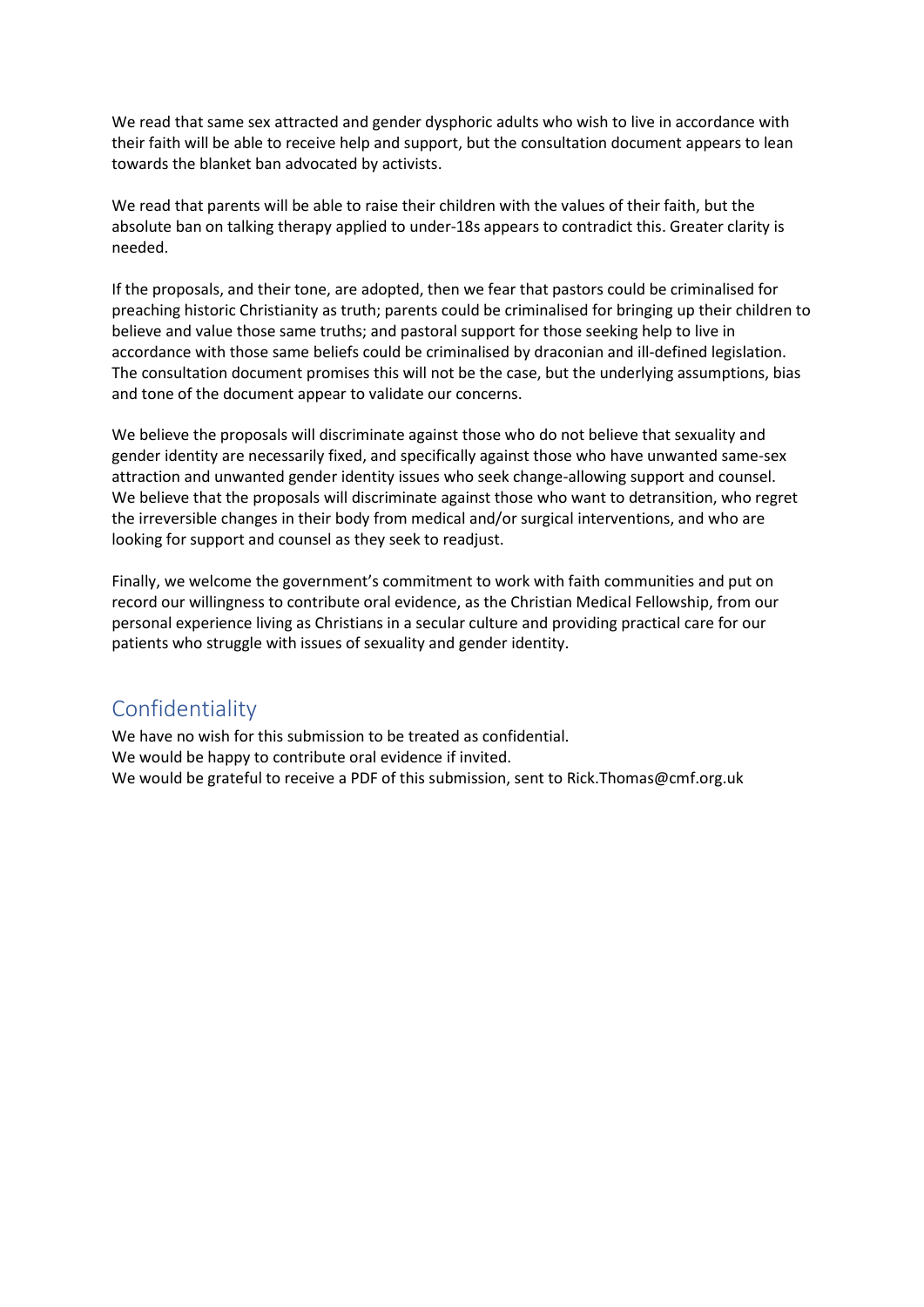We read that same sex attracted and gender dysphoric adults who wish to live in accordance with their faith will be able to receive help and support, but the consultation document appears to lean towards the blanket ban advocated by activists.

We read that parents will be able to raise their children with the values of their faith, but the absolute ban on talking therapy applied to under-18s appears to contradict this. Greater clarity is needed.

If the proposals, and their tone, are adopted, then we fear that pastors could be criminalised for preaching historic Christianity as truth; parents could be criminalised for bringing up their children to believe and value those same truths; and pastoral support for those seeking help to live in accordance with those same beliefs could be criminalised by draconian and ill-defined legislation. The consultation document promises this will not be the case, but the underlying assumptions, bias and tone of the document appear to validate our concerns.

We believe the proposals will discriminate against those who do not believe that sexuality and gender identity are necessarily fixed, and specifically against those who have unwanted same-sex attraction and unwanted gender identity issues who seek change-allowing support and counsel. We believe that the proposals will discriminate against those who want to detransition, who regret the irreversible changes in their body from medical and/or surgical interventions, and who are looking for support and counsel as they seek to readjust.

Finally, we welcome the government's commitment to work with faith communities and put on record our willingness to contribute oral evidence, as the Christian Medical Fellowship, from our personal experience living as Christians in a secular culture and providing practical care for our patients who struggle with issues of sexuality and gender identity.

## Confidentiality

We have no wish for this submission to be treated as confidential.
We would be happy to contribute oral evidence if invited.
We would be grateful to receive a PDF of this submission, sent to Rick.Thomas@cmf.org.uk